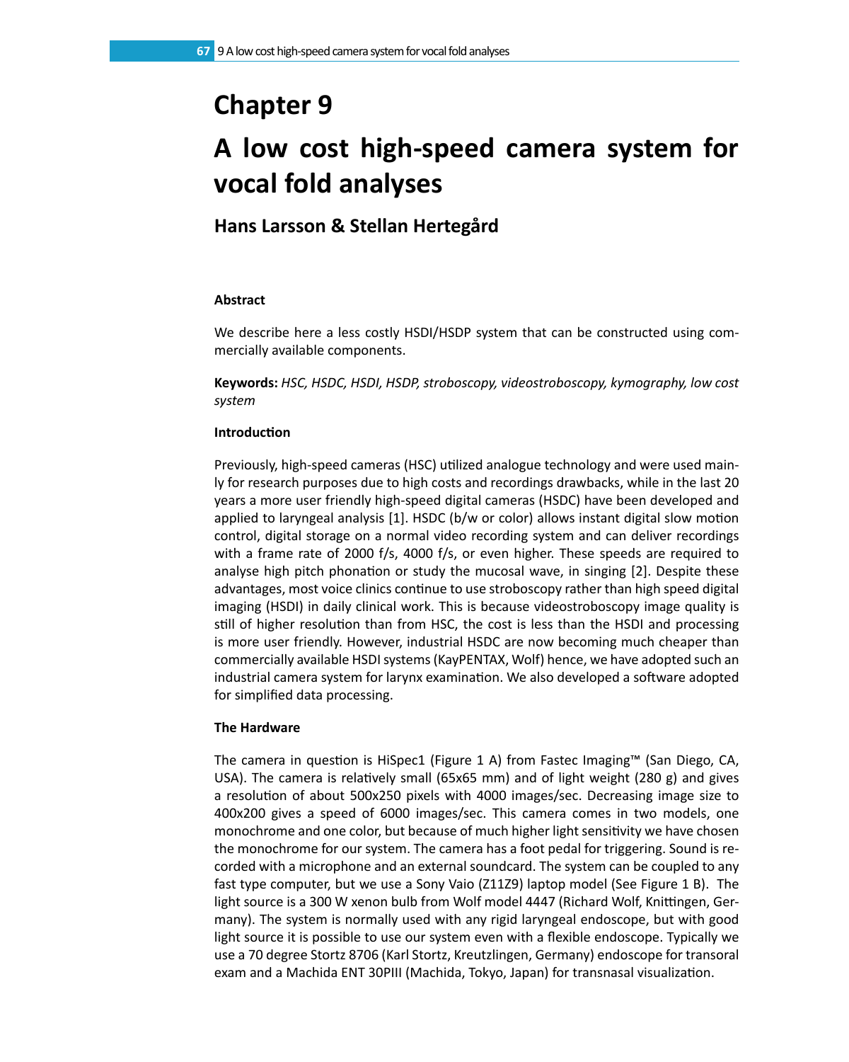# Chapter 9

# A low cost high-speed camera system for vocal fold analyses

## Hans Larsson & Stellan Hertegård

### Abstract

We describe here a less costly HSDI/HSDP system that can be constructed using commercially available components.

**Keywords:** *HSC, HSDC, HSDI, HSDP, stroboscopy, videostroboscopy, kymography, low cost system*

### Introduction

Previously, high-speed cameras (HSC) utilized analogue technology and were used mainly for research purposes due to high costs and recordings drawbacks, while in the last 20 years a more user friendly high-speed digital cameras (HSDC) have been developed and applied to laryngeal analysis [1]. HSDC (b/w or color) allows instant digital slow motion control, digital storage on a normal video recording system and can deliver recordings with a frame rate of 2000 f/s, 4000 f/s, or even higher. These speeds are required to analyse high pitch phonation or study the mucosal wave, in singing [2]. Despite these advantages, most voice clinics continue to use stroboscopy rather than high speed digital imaging (HSDI) in daily clinical work. This is because videostroboscopy image quality is still of higher resolution than from HSC, the cost is less than the HSDI and processing is more user friendly. However, industrial HSDC are now becoming much cheaper than commercially available HSDI systems (KayPENTAX, Wolf) hence, we have adopted such an industrial camera system for larynx examination. We also developed a software adopted for simplified data processing.

### The Hardware

The camera in question is HiSpec1 (Figure 1 A) from Fastec Imaging™ (San Diego, CA, USA). The camera is relatively small (65x65 mm) and of light weight (280 g) and gives a resolution of about 500x250 pixels with 4000 images/sec. Decreasing image size to 400x200 gives a speed of 6000 images/sec. This camera comes in two models, one monochrome and one color, but because of much higher light sensitivity we have chosen the monochrome for our system. The camera has a foot pedal for triggering. Sound is recorded with a microphone and an external soundcard. The system can be coupled to any fast type computer, but we use a Sony Vaio (Z11Z9) laptop model (See Figure 1 B). The light source is a 300 W xenon bulb from Wolf model 4447 (Richard Wolf, Knittingen, Germany). The system is normally used with any rigid laryngeal endoscope, but with good light source it is possible to use our system even with a flexible endoscope. Typically we use a 70 degree Stortz 8706 (Karl Stortz, Kreutzlingen, Germany) endoscope for transoral exam and a Machida ENT 30PIII (Machida, Tokyo, Japan) for transnasal visualization.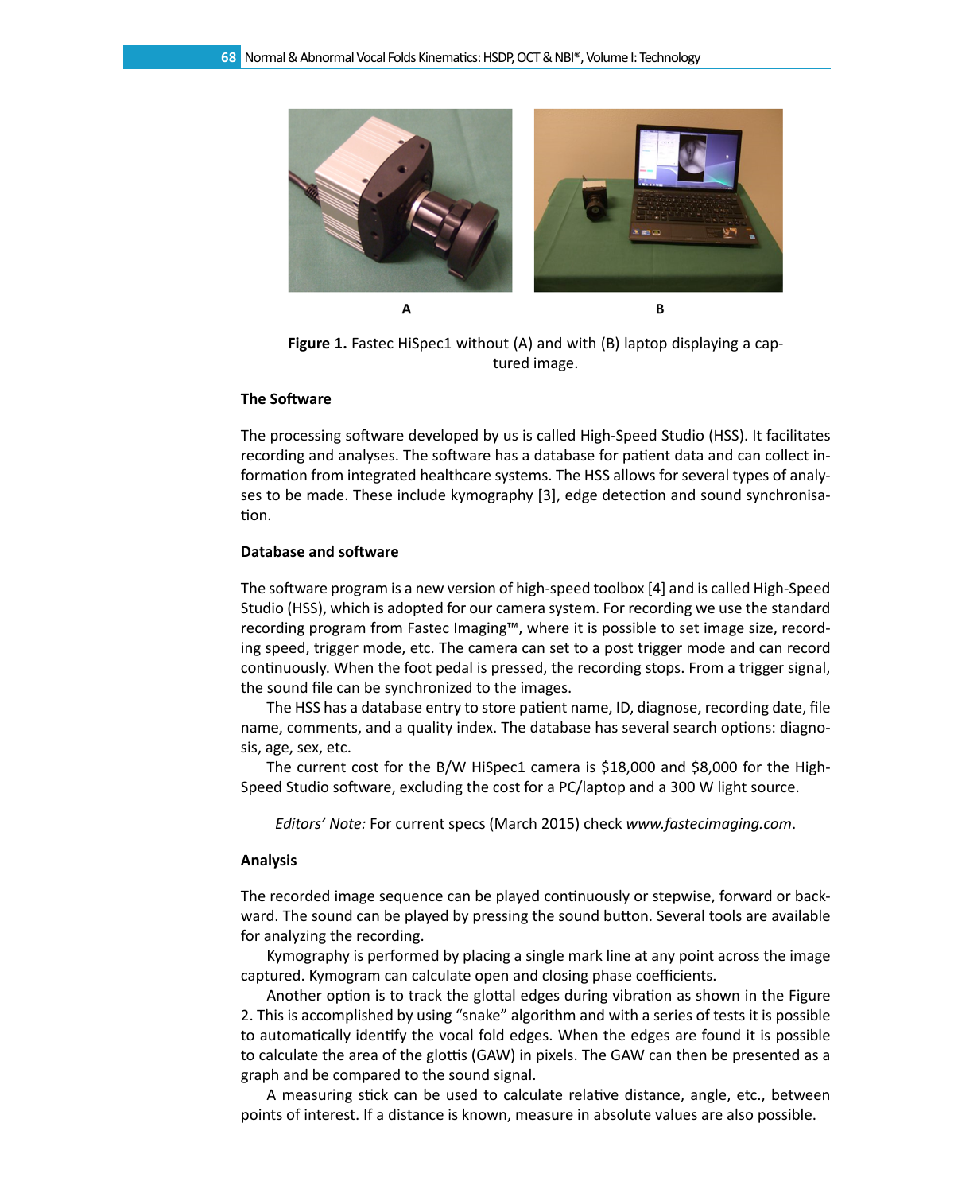A

B

**Figure 1.** Fastec HiSpec1 without (A) and with (B) laptop displaying a captured image.

### The Software

The processing software developed by us is called High-Speed Studio (HSS). It facilitates recording and analyses. The software has a database for patient data and can collect information from integrated healthcare systems. The HSS allows for several types of analyses to be made. These include kymography [3], edge detection and sound synchronisation.

### Database and software

The software program is a new version of high-speed toolbox [4] and is called High-Speed Studio (HSS), which is adopted for our camera system. For recording we use the standard recording program from Fastec Imaging™, where it is possible to set image size, recording speed, trigger mode, etc. The camera can set to a post trigger mode and can record continuously. When the foot pedal is pressed, the recording stops. From a trigger signal, the sound file can be synchronized to the images.

The HSS has a database entry to store patient name, ID, diagnose, recording date, file name, comments, and a quality index. The database has several search options: diagnosis, age, sex, etc.

The current cost for the B/W HiSpec1 camera is $18,000 and $8,000 for the High-Speed Studio software, excluding the cost for a PC/laptop and a 300 W light source.

*Editors' Note:* For current specs (March 2015) check *www.fastecimaging.com*.

### Analysis

The recorded image sequence can be played continuously or stepwise, forward or backward. The sound can be played by pressing the sound button. Several tools are available for analyzing the recording.

Kymography is performed by placing a single mark line at any point across the image captured. Kymogram can calculate open and closing phase coefficients.

Another option is to track the glottal edges during vibration as shown in the Figure 2. This is accomplished by using "snake" algorithm and with a series of tests it is possible to automatically identify the vocal fold edges. When the edges are found it is possible to calculate the area of the glottis (GAW) in pixels. The GAW can then be presented as a graph and be compared to the sound signal.

A measuring stick can be used to calculate relative distance, angle, etc., between points of interest. If a distance is known, measure in absolute values are also possible.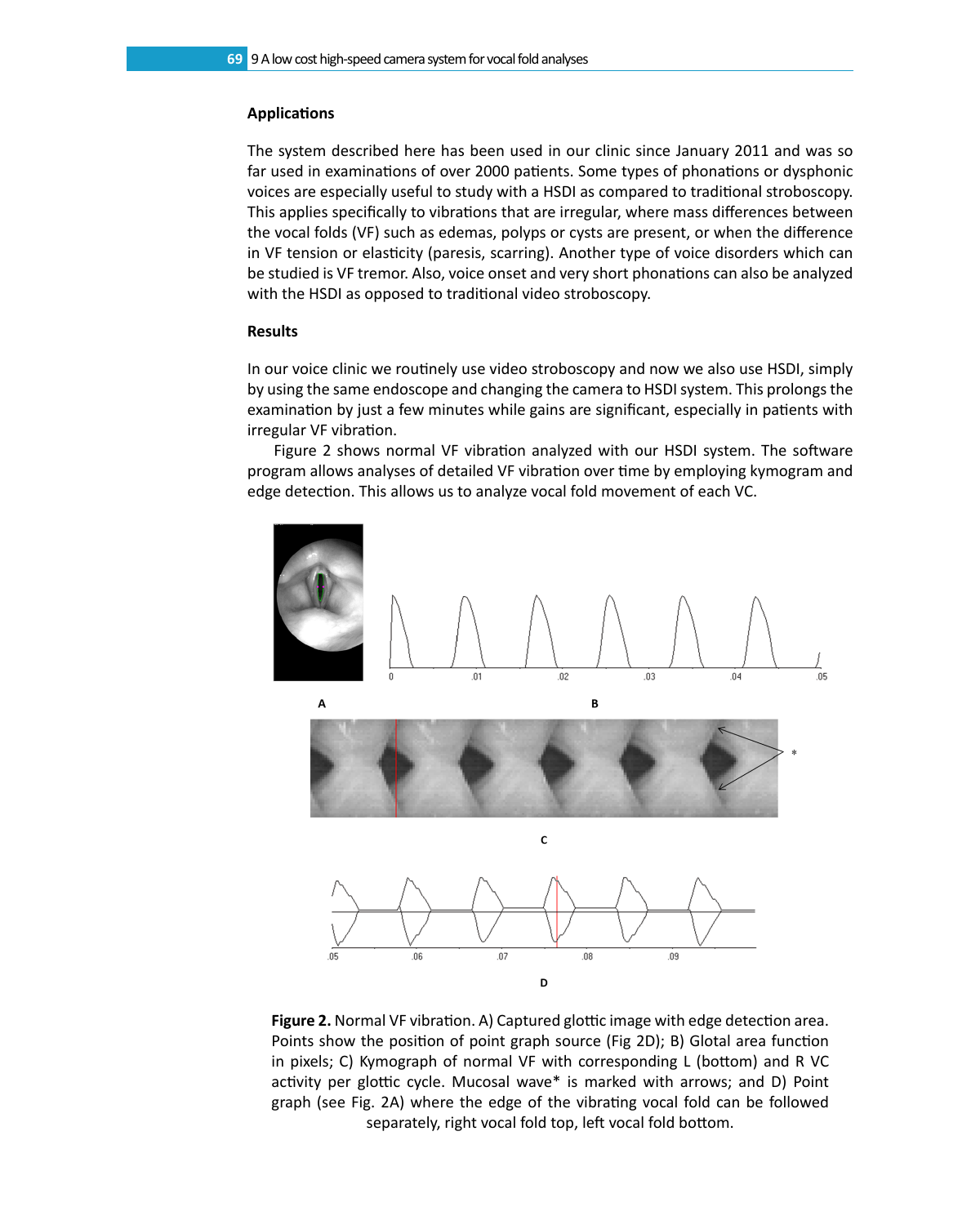## Applications

The system described here has been used in our clinic since January 2011 and was so far used in examinations of over 2000 patients. Some types of phonations or dysphonic voices are especially useful to study with a HSDI as compared to traditional stroboscopy. This applies specifically to vibrations that are irregular, where mass differences between the vocal folds (VF) such as edemas, polyps or cysts are present, or when the difference in VF tension or elasticity (paresis, scarring). Another type of voice disorders which can be studied is VF tremor. Also, voice onset and very short phonations can also be analyzed with the HSDI as opposed to traditional video stroboscopy.

## Results

In our voice clinic we routinely use video stroboscopy and now we also use HSDI, simply by using the same endoscope and changing the camera to HSDI system. This prolongs the examination by just a few minutes while gains are significant, especially in patients with irregular VF vibration.

Figure 2 shows normal VF vibration analyzed with our HSDI system. The software program allows analyses of detailed VF vibration over time by employing kymogram and edge detection. This allows us to analyze vocal fold movement of each VC.

**Figure 2.** Normal VF vibration. A) Captured glottic image with edge detection area. Points show the position of point graph source (Fig 2D); B) Glotal area function in pixels; C) Kymograph of normal VF with corresponding L (bottom) and R VC activity per glottic cycle. Mucosal wave* is marked with arrows; and D) Point graph (see Fig. 2A) where the edge of the vibrating vocal fold can be followed separately, right vocal fold top, left vocal fold bottom.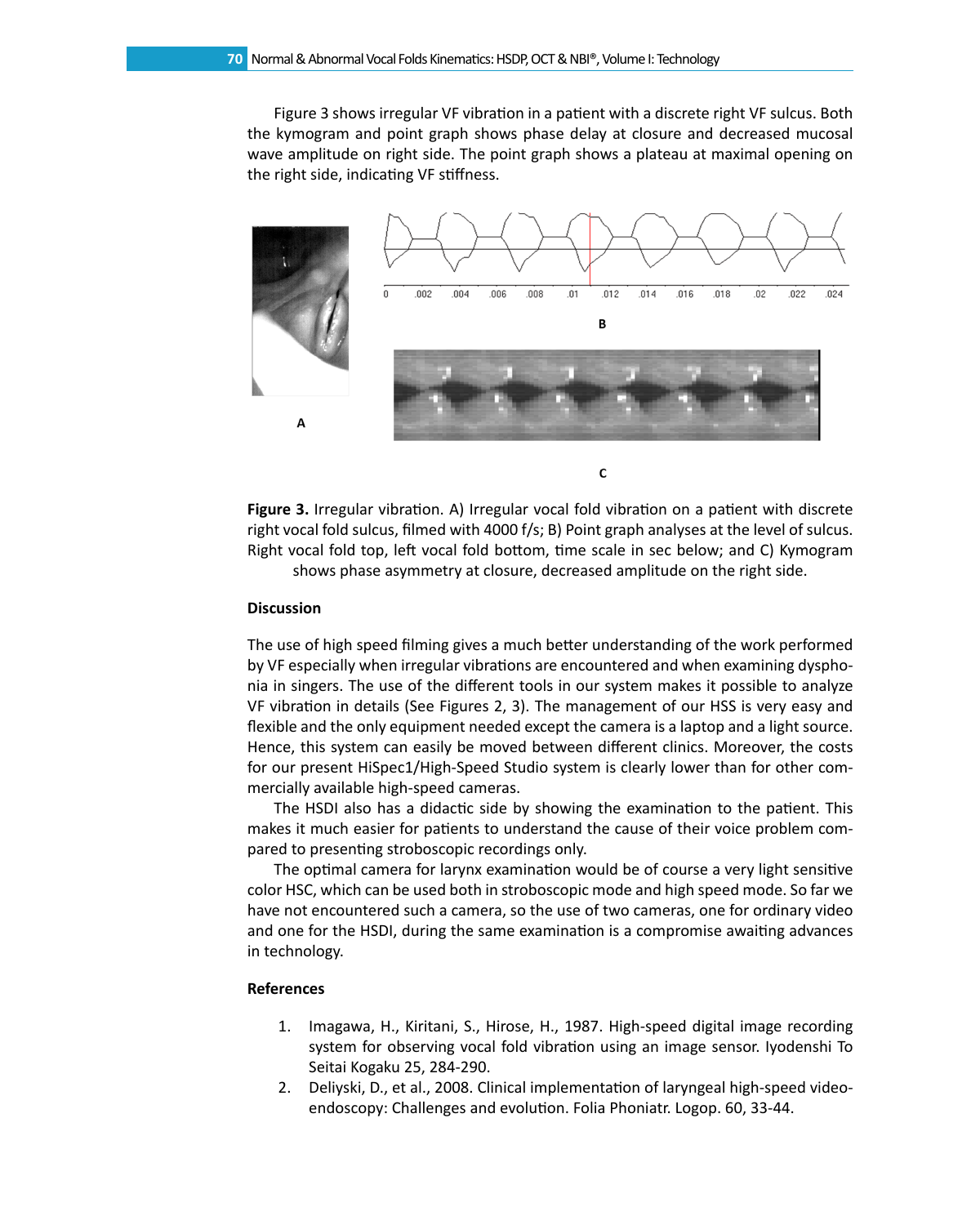Figure 3 shows irregular VF vibration in a patient with a discrete right VF sulcus. Both the kymogram and point graph shows phase delay at closure and decreased mucosal wave amplitude on right side. The point graph shows a plateau at maximal opening on the right side, indicating VF stiffness.

**Figure 3.** Irregular vibration. A) Irregular vocal fold vibration on a patient with discrete right vocal fold sulcus, filmed with 4000 f/s; B) Point graph analyses at the level of sulcus. Right vocal fold top, left vocal fold bottom, time scale in sec below; and C) Kymogram shows phase asymmetry at closure, decreased amplitude on the right side.

### Discussion

The use of high speed filming gives a much better understanding of the work performed by VF especially when irregular vibrations are encountered and when examining dysphonia in singers. The use of the different tools in our system makes it possible to analyze VF vibration in details (See Figures 2, 3). The management of our HSS is very easy and flexible and the only equipment needed except the camera is a laptop and a light source. Hence, this system can easily be moved between different clinics. Moreover, the costs for our present HiSpec1/High-Speed Studio system is clearly lower than for other commercially available high-speed cameras.

The HSDI also has a didactic side by showing the examination to the patient. This makes it much easier for patients to understand the cause of their voice problem compared to presenting stroboscopic recordings only.

The optimal camera for larynx examination would be of course a very light sensitive color HSC, which can be used both in stroboscopic mode and high speed mode. So far we have not encountered such a camera, so the use of two cameras, one for ordinary video and one for the HSDI, during the same examination is a compromise awaiting advances in technology.

### References

1. Imagawa, H., Kiritani, S., Hirose, H., 1987. High-speed digital image recording system for observing vocal fold vibration using an image sensor. Iyodenshi To Seitai Kogaku 25, 284-290.
2. Deliyski, D., et al., 2008. Clinical implementation of laryngeal high-speed videoendoscopy: Challenges and evolution. Folia Phoniatr. Logop. 60, 33-44.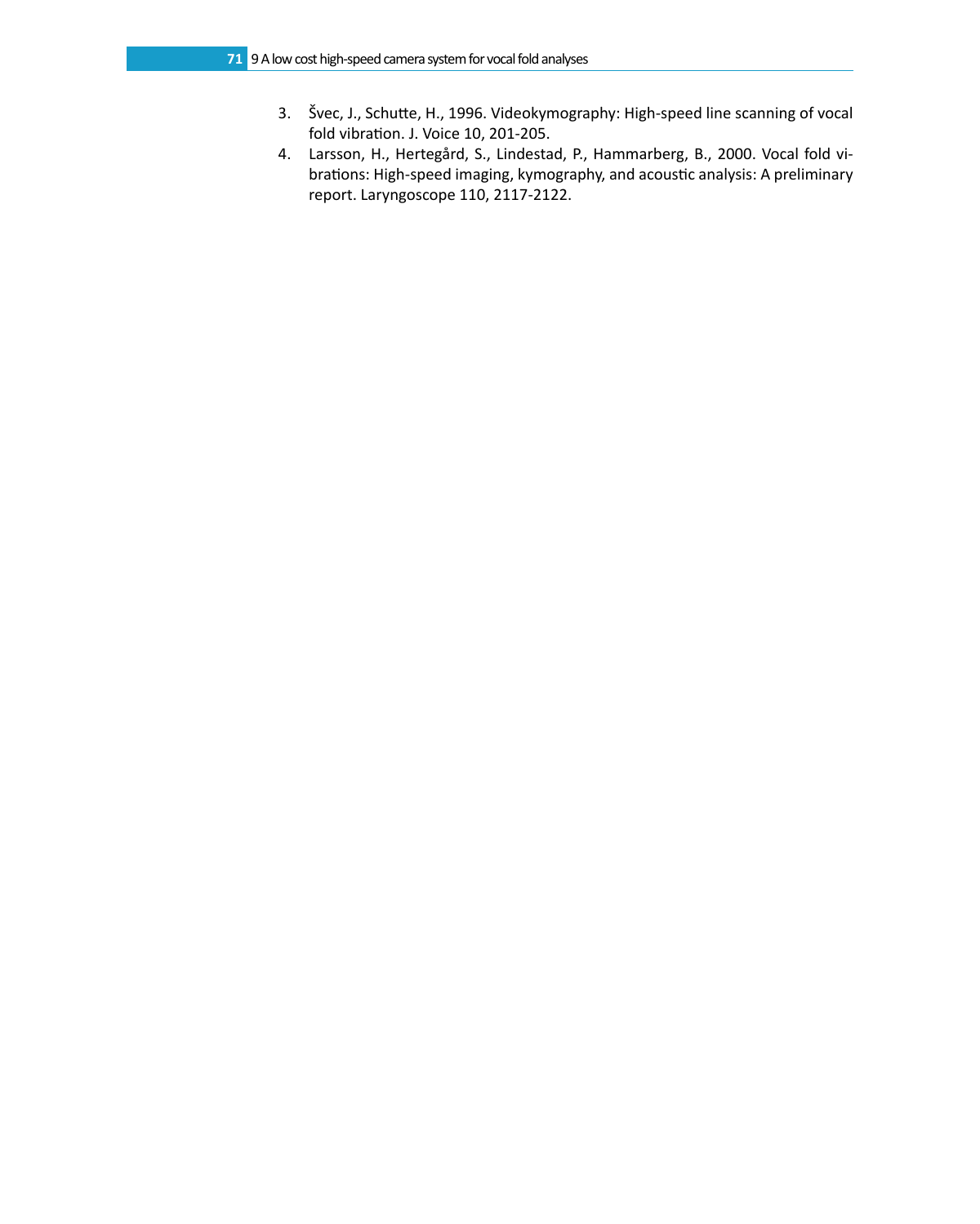3. Švec, J., Schutte, H., 1996. Videokymography: High-speed line scanning of vocal fold vibration. J. Voice 10, 201-205.
4. Larsson, H., Hertegård, S., Lindestad, P., Hammarberg, B., 2000. Vocal fold vibrations: High-speed imaging, kymography, and acoustic analysis: A preliminary report. Laryngoscope 110, 2117-2122.